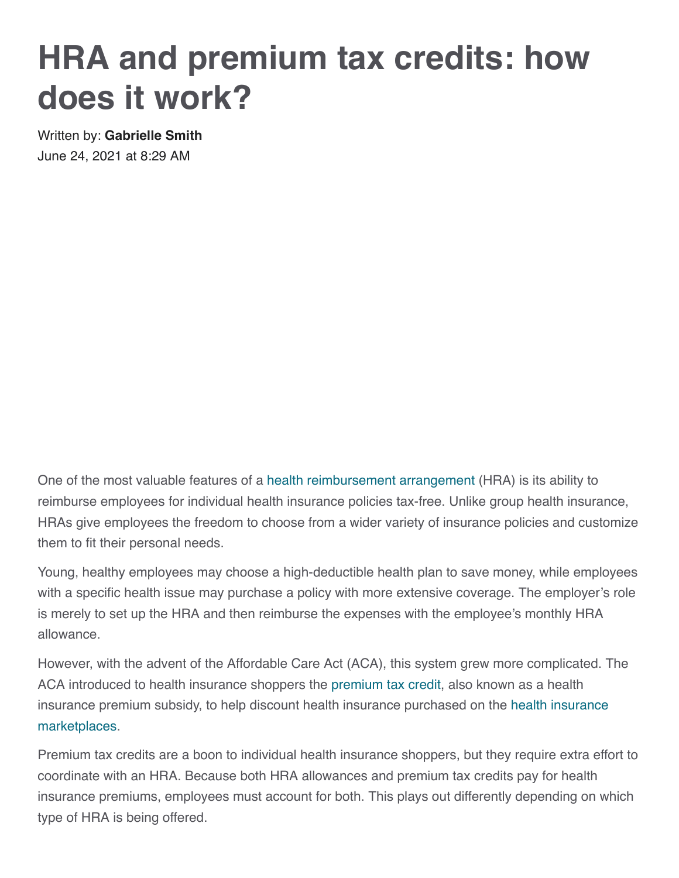# HRA and premium tax credits: how does it work?

Written by: **Gabrielle Smith**
June 24, 2021 at 8:29 AM

One of the most valuable features of a health reimbursement arrangement (HRA) is its ability to reimburse employees for individual health insurance policies tax-free. Unlike group health insurance, HRAs give employees the freedom to choose from a wider variety of insurance policies and customize them to fit their personal needs.

Young, healthy employees may choose a high-deductible health plan to save money, while employees with a specific health issue may purchase a policy with more extensive coverage. The employer's role is merely to set up the HRA and then reimburse the expenses with the employee's monthly HRA allowance.

However, with the advent of the Affordable Care Act (ACA), this system grew more complicated. The ACA introduced to health insurance shoppers the premium tax credit, also known as a health insurance premium subsidy, to help discount health insurance purchased on the health insurance marketplaces.

Premium tax credits are a boon to individual health insurance shoppers, but they require extra effort to coordinate with an HRA. Because both HRA allowances and premium tax credits pay for health insurance premiums, employees must account for both. This plays out differently depending on which type of HRA is being offered.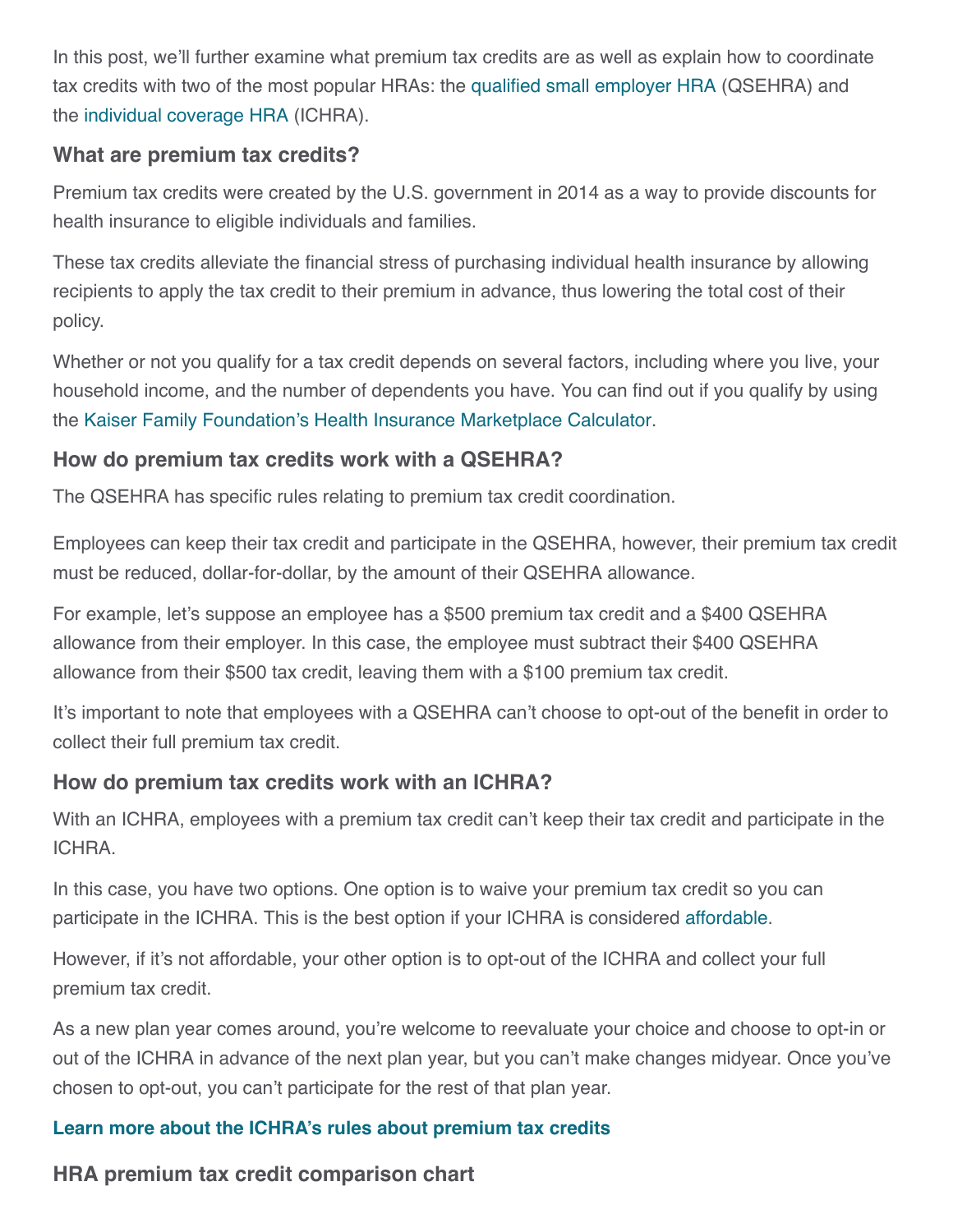In this post, we'll further examine what premium tax credits are as well as explain how to coordinate tax credits with two of the most popular HRAs: the qualified small employer HRA (QSEHRA) and the individual coverage HRA (ICHRA).

## What are premium tax credits?

Premium tax credits were created by the U.S. government in 2014 as a way to provide discounts for health insurance to eligible individuals and families.

These tax credits alleviate the financial stress of purchasing individual health insurance by allowing recipients to apply the tax credit to their premium in advance, thus lowering the total cost of their policy.

Whether or not you qualify for a tax credit depends on several factors, including where you live, your household income, and the number of dependents you have. You can find out if you qualify by using the Kaiser Family Foundation's Health Insurance Marketplace Calculator.

## How do premium tax credits work with a QSEHRA?

The QSEHRA has specific rules relating to premium tax credit coordination.

Employees can keep their tax credit and participate in the QSEHRA, however, their premium tax credit must be reduced, dollar-for-dollar, by the amount of their QSEHRA allowance.

For example, let's suppose an employee has a $500 premium tax credit and a $400 QSEHRA allowance from their employer. In this case, the employee must subtract their $400 QSEHRA allowance from their $500 tax credit, leaving them with a $100 premium tax credit.

It's important to note that employees with a QSEHRA can't choose to opt-out of the benefit in order to collect their full premium tax credit.

## How do premium tax credits work with an ICHRA?

With an ICHRA, employees with a premium tax credit can't keep their tax credit and participate in the ICHRA.

In this case, you have two options. One option is to waive your premium tax credit so you can participate in the ICHRA. This is the best option if your ICHRA is considered affordable.

However, if it's not affordable, your other option is to opt-out of the ICHRA and collect your full premium tax credit.

As a new plan year comes around, you're welcome to reevaluate your choice and choose to opt-in or out of the ICHRA in advance of the next plan year, but you can't make changes midyear. Once you've chosen to opt-out, you can't participate for the rest of that plan year.

**Learn more about the ICHRA's rules about premium tax credits**

## HRA premium tax credit comparison chart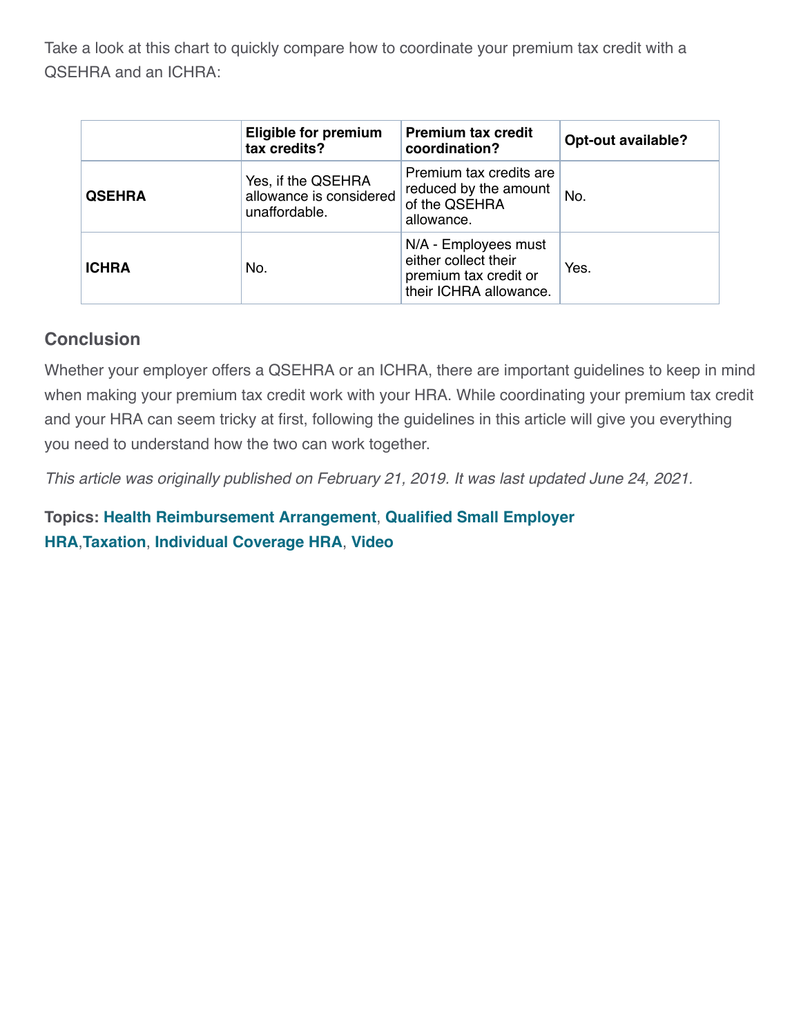Take a look at this chart to quickly compare how to coordinate your premium tax credit with a QSEHRA and an ICHRA:

| | Eligible for premium tax credits? | Premium tax credit coordination? | Opt-out available? |
|---|---|---|---|
| **QSEHRA** | Yes, if the QSEHRA allowance is considered unaffordable. | Premium tax credits are reduced by the amount of the QSEHRA allowance. | No. |
| **ICHRA** | No. | N/A - Employees must either collect their premium tax credit or their ICHRA allowance. | Yes. |

## Conclusion

Whether your employer offers a QSEHRA or an ICHRA, there are important guidelines to keep in mind when making your premium tax credit work with your HRA. While coordinating your premium tax credit and your HRA can seem tricky at first, following the guidelines in this article will give you everything you need to understand how the two can work together.

*This article was originally published on February 21, 2019. It was last updated June 24, 2021.*

**Topics: Health Reimbursement Arrangement, Qualified Small Employer HRA,Taxation, Individual Coverage HRA, Video**